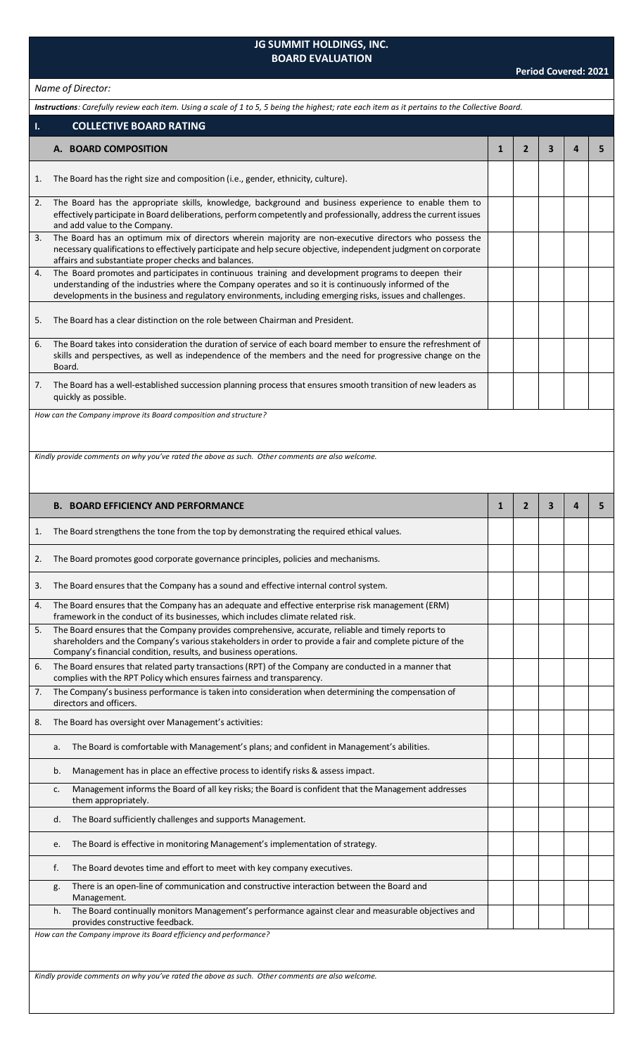# JG SUMMIT HOLDINGS, INC.
## BOARD EVALUATION

**Period Covered: 2021**

*Name of Director:*

***Instructions**: Carefully review each item. Using a scale of 1 to 5, 5 being the highest; rate each item as it pertains to the Collective Board.*

## I. COLLECTIVE BOARD RATING

| | A. BOARD COMPOSITION | 1 | 2 | 3 | 4 | 5 |
|---|---|---|---|---|---|---|
| 1. | The Board has the right size and composition (i.e., gender, ethnicity, culture). | | | | | |
| 2. | The Board has the appropriate skills, knowledge, background and business experience to enable them to effectively participate in Board deliberations, perform competently and professionally, address the current issues and add value to the Company. | | | | | |
| 3. | The Board has an optimum mix of directors wherein majority are non-executive directors who possess the necessary qualifications to effectively participate and help secure objective, independent judgment on corporate affairs and substantiate proper checks and balances. | | | | | |
| 4. | The Board promotes and participates in continuous training and development programs to deepen their understanding of the industries where the Company operates and so it is continuously informed of the developments in the business and regulatory environments, including emerging risks, issues and challenges. | | | | | |
| 5. | The Board has a clear distinction on the role between Chairman and President. | | | | | |
| 6. | The Board takes into consideration the duration of service of each board member to ensure the refreshment of skills and perspectives, as well as independence of the members and the need for progressive change on the Board. | | | | | |
| 7. | The Board has a well-established succession planning process that ensures smooth transition of new leaders as quickly as possible. | | | | | |

*How can the Company improve its Board composition and structure?*

*Kindly provide comments on why you've rated the above as such. Other comments are also welcome.*

| | B. BOARD EFFICIENCY AND PERFORMANCE | 1 | 2 | 3 | 4 | 5 |
|---|---|---|---|---|---|---|
| 1. | The Board strengthens the tone from the top by demonstrating the required ethical values. | | | | | |
| 2. | The Board promotes good corporate governance principles, policies and mechanisms. | | | | | |
| 3. | The Board ensures that the Company has a sound and effective internal control system. | | | | | |
| 4. | The Board ensures that the Company has an adequate and effective enterprise risk management (ERM) framework in the conduct of its businesses, which includes climate related risk. | | | | | |
| 5. | The Board ensures that the Company provides comprehensive, accurate, reliable and timely reports to shareholders and the Company's various stakeholders in order to provide a fair and complete picture of the Company's financial condition, results, and business operations. | | | | | |
| 6. | The Board ensures that related party transactions (RPT) of the Company are conducted in a manner that complies with the RPT Policy which ensures fairness and transparency. | | | | | |
| 7. | The Company's business performance is taken into consideration when determining the compensation of directors and officers. | | | | | |
| 8. | The Board has oversight over Management's activities: | | | | | |
| | a. The Board is comfortable with Management's plans; and confident in Management's abilities. | | | | | |
| | b. Management has in place an effective process to identify risks & assess impact. | | | | | |
| | c. Management informs the Board of all key risks; the Board is confident that the Management addresses them appropriately. | | | | | |
| | d. The Board sufficiently challenges and supports Management. | | | | | |
| | e. The Board is effective in monitoring Management's implementation of strategy. | | | | | |
| | f. The Board devotes time and effort to meet with key company executives. | | | | | |
| | g. There is an open-line of communication and constructive interaction between the Board and Management. | | | | | |
| | h. The Board continually monitors Management's performance against clear and measurable objectives and provides constructive feedback. | | | | | |

*How can the Company improve its Board efficiency and performance?*

*Kindly provide comments on why you've rated the above as such. Other comments are also welcome.*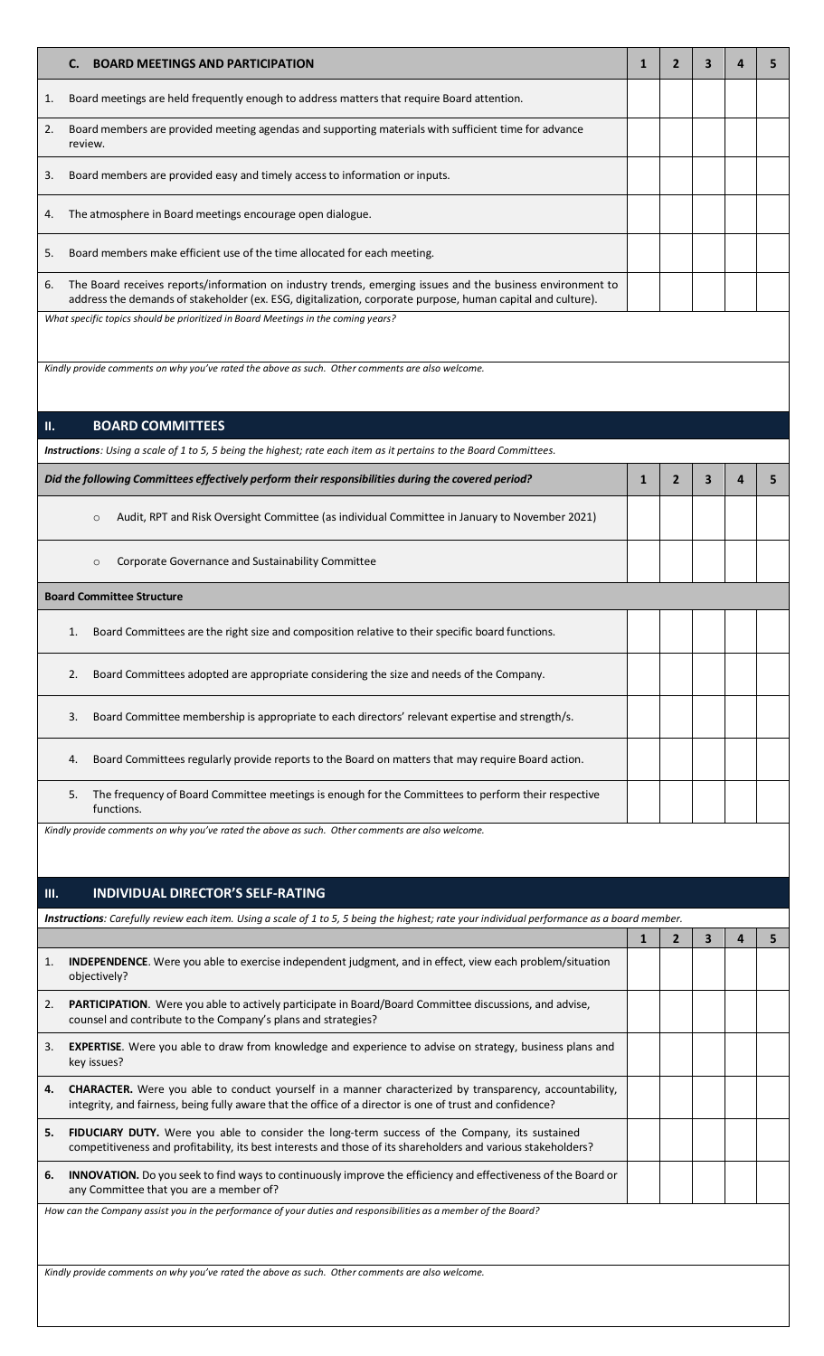| C. BOARD MEETINGS AND PARTICIPATION | 1 | 2 | 3 | 4 | 5 |
|---|---|---|---|---|---|
| 1. Board meetings are held frequently enough to address matters that require Board attention. | | | | | |
| 2. Board members are provided meeting agendas and supporting materials with sufficient time for advance review. | | | | | |
| 3. Board members are provided easy and timely access to information or inputs. | | | | | |
| 4. The atmosphere in Board meetings encourage open dialogue. | | | | | |
| 5. Board members make efficient use of the time allocated for each meeting. | | | | | |
| 6. The Board receives reports/information on industry trends, emerging issues and the business environment to address the demands of stakeholder (ex. ESG, digitalization, corporate purpose, human capital and culture). | | | | | |

*What specific topics should be prioritized in Board Meetings in the coming years?*

*Kindly provide comments on why you've rated the above as such. Other comments are also welcome.*

## II. BOARD COMMITTEES

***Instructions****: Using a scale of 1 to 5, 5 being the highest; rate each item as it pertains to the Board Committees.*

| *Did the following Committees effectively perform their responsibilities during the covered period?* | 1 | 2 | 3 | 4 | 5 |
|---|---|---|---|---|---|
| ○ Audit, RPT and Risk Oversight Committee (as individual Committee in January to November 2021) | | | | | |
| ○ Corporate Governance and Sustainability Committee | | | | | |
| **Board Committee Structure** | | | | | |
| 1. Board Committees are the right size and composition relative to their specific board functions. | | | | | |
| 2. Board Committees adopted are appropriate considering the size and needs of the Company. | | | | | |
| 3. Board Committee membership is appropriate to each directors' relevant expertise and strength/s. | | | | | |
| 4. Board Committees regularly provide reports to the Board on matters that may require Board action. | | | | | |
| 5. The frequency of Board Committee meetings is enough for the Committees to perform their respective functions. | | | | | |

*Kindly provide comments on why you've rated the above as such. Other comments are also welcome.*

## III. INDIVIDUAL DIRECTOR'S SELF-RATING

***Instructions****: Carefully review each item. Using a scale of 1 to 5, 5 being the highest; rate your individual performance as a board member.*

| | 1 | 2 | 3 | 4 | 5 |
|---|---|---|---|---|---|
| 1. **INDEPENDENCE**. Were you able to exercise independent judgment, and in effect, view each problem/situation objectively? | | | | | |
| 2. **PARTICIPATION**. Were you able to actively participate in Board/Board Committee discussions, and advise, counsel and contribute to the Company's plans and strategies? | | | | | |
| 3. **EXPERTISE**. Were you able to draw from knowledge and experience to advise on strategy, business plans and key issues? | | | | | |
| **4.** **CHARACTER.** Were you able to conduct yourself in a manner characterized by transparency, accountability, integrity, and fairness, being fully aware that the office of a director is one of trust and confidence? | | | | | |
| **5.** **FIDUCIARY DUTY.** Were you able to consider the long-term success of the Company, its sustained competitiveness and profitability, its best interests and those of its shareholders and various stakeholders? | | | | | |
| **6.** **INNOVATION.** Do you seek to find ways to continuously improve the efficiency and effectiveness of the Board or any Committee that you are a member of? | | | | | |

*How can the Company assist you in the performance of your duties and responsibilities as a member of the Board?*

*Kindly provide comments on why you've rated the above as such. Other comments are also welcome.*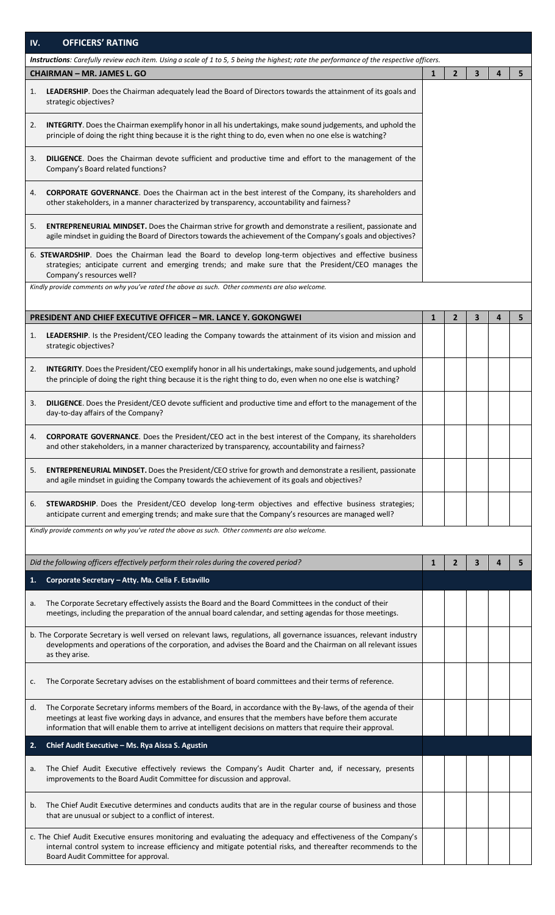## IV. OFFICERS' RATING

*__Instructions__: Carefully review each item. Using a scale of 1 to 5, 5 being the highest; rate the performance of the respective officers.*

| **CHAIRMAN – MR. JAMES L. GO** | **1** | **2** | **3** | **4** | **5** |
|---|---|---|---|---|---|
| 1. **LEADERSHIP**. Does the Chairman adequately lead the Board of Directors towards the attainment of its goals and strategic objectives? | | | | | |
| 2. **INTEGRITY**. Does the Chairman exemplify honor in all his undertakings, make sound judgements, and uphold the principle of doing the right thing because it is the right thing to do, even when no one else is watching? | | | | | |
| 3. **DILIGENCE**. Does the Chairman devote sufficient and productive time and effort to the management of the Company's Board related functions? | | | | | |
| 4. **CORPORATE GOVERNANCE**. Does the Chairman act in the best interest of the Company, its shareholders and other stakeholders, in a manner characterized by transparency, accountability and fairness? | | | | | |
| 5. **ENTREPRENEURIAL MINDSET.** Does the Chairman strive for growth and demonstrate a resilient, passionate and agile mindset in guiding the Board of Directors towards the achievement of the Company's goals and objectives? | | | | | |
| 6. **STEWARDSHIP**. Does the Chairman lead the Board to develop long-term objectives and effective business strategies; anticipate current and emerging trends; and make sure that the President/CEO manages the Company's resources well? | | | | | |
| *Kindly provide comments on why you've rated the above as such. Other comments are also welcome.* | | | | | |

| **PRESIDENT AND CHIEF EXECUTIVE OFFICER – MR. LANCE Y. GOKONGWEI** | **1** | **2** | **3** | **4** | **5** |
|---|---|---|---|---|---|
| 1. **LEADERSHIP**. Is the President/CEO leading the Company towards the attainment of its vision and mission and strategic objectives? | | | | | |
| 2. **INTEGRITY**. Does the President/CEO exemplify honor in all his undertakings, make sound judgements, and uphold the principle of doing the right thing because it is the right thing to do, even when no one else is watching? | | | | | |
| 3. **DILIGENCE**. Does the President/CEO devote sufficient and productive time and effort to the management of the day-to-day affairs of the Company? | | | | | |
| 4. **CORPORATE GOVERNANCE**. Does the President/CEO act in the best interest of the Company, its shareholders and other stakeholders, in a manner characterized by transparency, accountability and fairness? | | | | | |
| 5. **ENTREPRENEURIAL MINDSET.** Does the President/CEO strive for growth and demonstrate a resilient, passionate and agile mindset in guiding the Company towards the achievement of its goals and objectives? | | | | | |
| 6. **STEWARDSHIP**. Does the President/CEO develop long-term objectives and effective business strategies; anticipate current and emerging trends; and make sure that the Company's resources are managed well? | | | | | |
| *Kindly provide comments on why you've rated the above as such. Other comments are also welcome.* | | | | | |

| *Did the following officers effectively perform their roles during the covered period?* | **1** | **2** | **3** | **4** | **5** |
|---|---|---|---|---|---|
| **1. Corporate Secretary – Atty. Ma. Celia F. Estavillo** | | | | | |
| a. The Corporate Secretary effectively assists the Board and the Board Committees in the conduct of their meetings, including the preparation of the annual board calendar, and setting agendas for those meetings. | | | | | |
| b. The Corporate Secretary is well versed on relevant laws, regulations, all governance issuances, relevant industry developments and operations of the corporation, and advises the Board and the Chairman on all relevant issues as they arise. | | | | | |
| c. The Corporate Secretary advises on the establishment of board committees and their terms of reference. | | | | | |
| d. The Corporate Secretary informs members of the Board, in accordance with the By-laws, of the agenda of their meetings at least five working days in advance, and ensures that the members have before them accurate information that will enable them to arrive at intelligent decisions on matters that require their approval. | | | | | |
| **2. Chief Audit Executive – Ms. Rya Aissa S. Agustin** | | | | | |
| a. The Chief Audit Executive effectively reviews the Company's Audit Charter and, if necessary, presents improvements to the Board Audit Committee for discussion and approval. | | | | | |
| b. The Chief Audit Executive determines and conducts audits that are in the regular course of business and those that are unusual or subject to a conflict of interest. | | | | | |
| c. The Chief Audit Executive ensures monitoring and evaluating the adequacy and effectiveness of the Company's internal control system to increase efficiency and mitigate potential risks, and thereafter recommends to the Board Audit Committee for approval. | | | | | |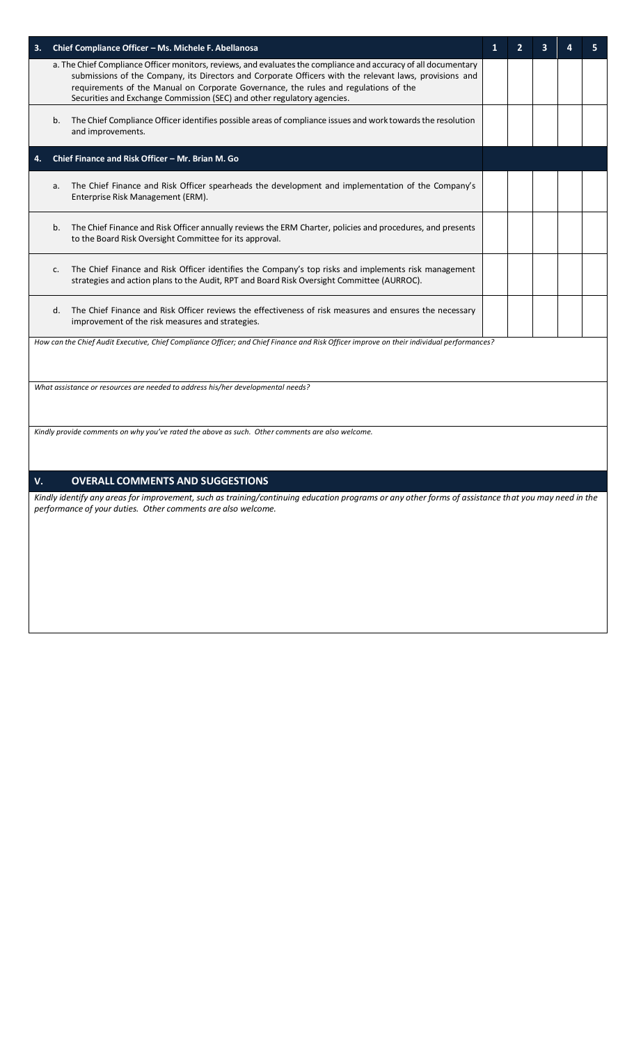| 3. | Chief Compliance Officer – Ms. Michele F. Abellanosa | 1 | 2 | 3 | 4 | 5 |
|---|---|---|---|---|---|---|
| | a. The Chief Compliance Officer monitors, reviews, and evaluates the compliance and accuracy of all documentary submissions of the Company, its Directors and Corporate Officers with the relevant laws, provisions and requirements of the Manual on Corporate Governance, the rules and regulations of the Securities and Exchange Commission (SEC) and other regulatory agencies. | | | | | |
| | b. The Chief Compliance Officer identifies possible areas of compliance issues and work towards the resolution and improvements. | | | | | |
| **4.** | **Chief Finance and Risk Officer – Mr. Brian M. Go** | | | | | |
| | a. The Chief Finance and Risk Officer spearheads the development and implementation of the Company's Enterprise Risk Management (ERM). | | | | | |
| | b. The Chief Finance and Risk Officer annually reviews the ERM Charter, policies and procedures, and presents to the Board Risk Oversight Committee for its approval. | | | | | |
| | c. The Chief Finance and Risk Officer identifies the Company's top risks and implements risk management strategies and action plans to the Audit, RPT and Board Risk Oversight Committee (AURROC). | | | | | |
| | d. The Chief Finance and Risk Officer reviews the effectiveness of risk measures and ensures the necessary improvement of the risk measures and strategies. | | | | | |

*How can the Chief Audit Executive, Chief Compliance Officer; and Chief Finance and Risk Officer improve on their individual performances?*

*What assistance or resources are needed to address his/her developmental needs?*

*Kindly provide comments on why you've rated the above as such. Other comments are also welcome.*

## V. OVERALL COMMENTS AND SUGGESTIONS

*Kindly identify any areas for improvement, such as training/continuing education programs or any other forms of assistance that you may need in the performance of your duties. Other comments are also welcome.*